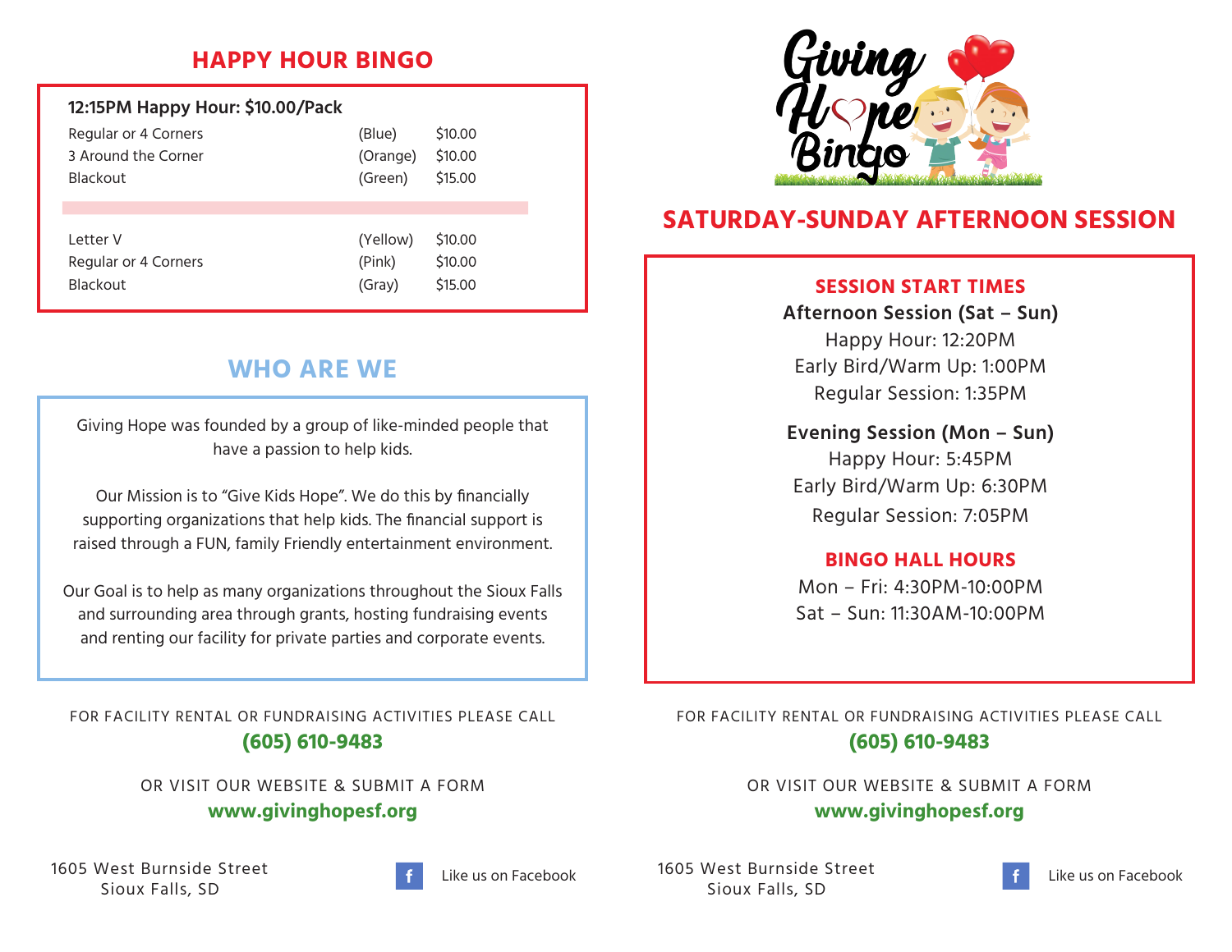## HAPPY HOUR BINGO

**12:15PM Happy Hour: $10.00/Pack**

| | | |
|---|---|---|
| Regular or 4 Corners | (Blue) | $10.00 |
| 3 Around the Corner | (Orange) | $10.00 |
| Blackout | (Green) | $15.00 |
| | | |
| Letter V | (Yellow) | $10.00 |
| Regular or 4 Corners | (Pink) | $10.00 |
| Blackout | (Gray) | $15.00 |

## WHO ARE WE

Giving Hope was founded by a group of like-minded people that have a passion to help kids.

Our Mission is to "Give Kids Hope". We do this by financially supporting organizations that help kids. The financial support is raised through a FUN, family Friendly entertainment environment.

Our Goal is to help as many organizations throughout the Sioux Falls and surrounding area through grants, hosting fundraising events and renting our facility for private parties and corporate events.

FOR FACILITY RENTAL OR FUNDRAISING ACTIVITIES PLEASE CALL

**(605) 610-9483**

OR VISIT OUR WEBSITE & SUBMIT A FORM

**www.givinghopesf.org**

1605 West Burnside Street
Sioux Falls, SD

Like us on Facebook

# Giving Hope Bingo

## SATURDAY-SUNDAY AFTERNOON SESSION

### SESSION START TIMES

**Afternoon Session (Sat – Sun)**

Happy Hour: 12:20PM
Early Bird/Warm Up: 1:00PM
Regular Session: 1:35PM

**Evening Session (Mon – Sun)**

Happy Hour: 5:45PM
Early Bird/Warm Up: 6:30PM
Regular Session: 7:05PM

### BINGO HALL HOURS

Mon – Fri: 4:30PM-10:00PM
Sat – Sun: 11:30AM-10:00PM

FOR FACILITY RENTAL OR FUNDRAISING ACTIVITIES PLEASE CALL

**(605) 610-9483**

OR VISIT OUR WEBSITE & SUBMIT A FORM

**www.givinghopesf.org**

1605 West Burnside Street
Sioux Falls, SD

Like us on Facebook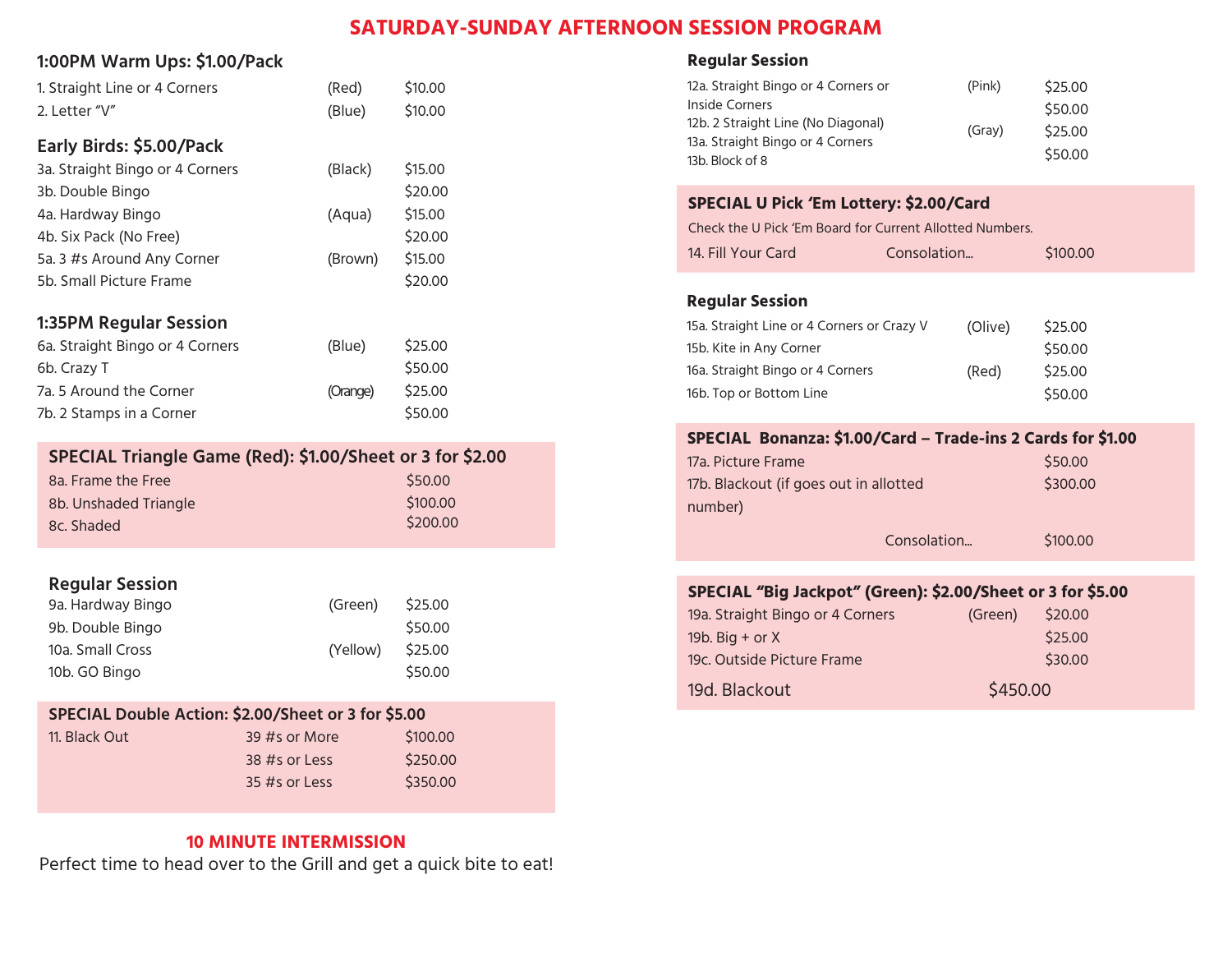# SATURDAY-SUNDAY AFTERNOON SESSION PROGRAM

## 1:00PM Warm Ups: $1.00/Pack

| | | |
|---|---|---|
| 1. Straight Line or 4 Corners | (Red) | $10.00 |
| 2. Letter "V" | (Blue) | $10.00 |

## Early Birds: $5.00/Pack

| | | |
|---|---|---|
| 3a. Straight Bingo or 4 Corners | (Black) | $15.00 |
| 3b. Double Bingo | | $20.00 |
| 4a. Hardway Bingo | (Aqua) | $15.00 |
| 4b. Six Pack (No Free) | | $20.00 |
| 5a. 3 #s Around Any Corner | (Brown) | $15.00 |
| 5b. Small Picture Frame | | $20.00 |

## 1:35PM Regular Session

| | | |
|---|---|---|
| 6a. Straight Bingo or 4 Corners | (Blue) | $25.00 |
| 6b. Crazy T | | $50.00 |
| 7a. 5 Around the Corner | (Orange) | $25.00 |
| 7b. 2 Stamps in a Corner | | $50.00 |

## SPECIAL Triangle Game (Red): $1.00/Sheet or 3 for $2.00

| | |
|---|---|
| 8a. Frame the Free | $50.00 |
| 8b. Unshaded Triangle | $100.00 |
| 8c. Shaded | $200.00 |

## Regular Session

| | | |
|---|---|---|
| 9a. Hardway Bingo | (Green) | $25.00 |
| 9b. Double Bingo | | $50.00 |
| 10a. Small Cross | (Yellow) | $25.00 |
| 10b. GO Bingo | | $50.00 |

## SPECIAL Double Action: $2.00/Sheet or 3 for $5.00

| | | |
|---|---|---|
| 11. Black Out | 39 #s or More | $100.00 |
| | 38 #s or Less | $250.00 |
| | 35 #s or Less | $350.00 |

**10 MINUTE INTERMISSION**

Perfect time to head over to the Grill and get a quick bite to eat!

## Regular Session

| | | |
|---|---|---|
| 12a. Straight Bingo or 4 Corners or Inside Corners | (Pink) | $25.00 |
| 12b. 2 Straight Line (No Diagonal) | | $50.00 |
| 13a. Straight Bingo or 4 Corners | (Gray) | $25.00 |
| 13b. Block of 8 | | $50.00 |

## SPECIAL U Pick 'Em Lottery: $2.00/Card

Check the U Pick 'Em Board for Current Allotted Numbers.

| | | |
|---|---|---|
| 14. Fill Your Card | Consolation... | $100.00 |

## Regular Session

| | | |
|---|---|---|
| 15a. Straight Line or 4 Corners or Crazy V | (Olive) | $25.00 |
| 15b. Kite in Any Corner | | $50.00 |
| 16a. Straight Bingo or 4 Corners | (Red) | $25.00 |
| 16b. Top or Bottom Line | | $50.00 |

## SPECIAL Bonanza: $1.00/Card – Trade-ins 2 Cards for $1.00

| | | |
|---|---|---|
| 17a. Picture Frame | | $50.00 |
| 17b. Blackout (if goes out in allotted number) | | $300.00 |
| | Consolation... | $100.00 |

## SPECIAL "Big Jackpot" (Green): $2.00/Sheet or 3 for $5.00

| | | |
|---|---|---|
| 19a. Straight Bingo or 4 Corners | (Green) | $20.00 |
| 19b. Big + or X | | $25.00 |
| 19c. Outside Picture Frame | | $30.00 |
| 19d. Blackout | | $450.00 |